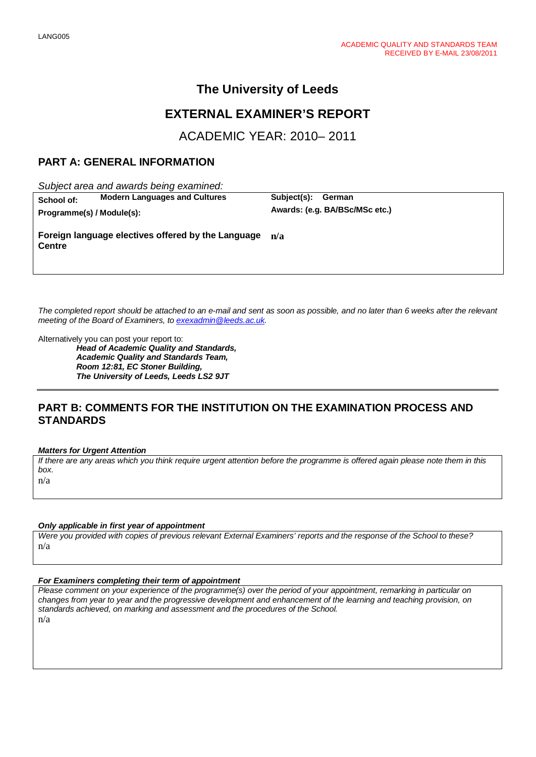LANG005

ACADEMIC QUALITY AND STANDARDS TEAM
RECEIVED BY E-MAIL 23/08/2011

# The University of Leeds

# EXTERNAL EXAMINER'S REPORT

## ACADEMIC YEAR: 2010– 2011

## PART A: GENERAL INFORMATION

*Subject area and awards being examined:*

| | |
|---|---|
| **School of:** **Modern Languages and Cultures** | **Subject(s):** **German** |
| **Programme(s) / Module(s):** | **Awards: (e.g. BA/BSc/MSc etc.)** |
| **Foreign language electives offered by the Language Centre** | **n/a** |

*The completed report should be attached to an e-mail and sent as soon as possible, and no later than 6 weeks after the relevant meeting of the Board of Examiners, to exexadmin@leeds.ac.uk.*

Alternatively you can post your report to:

***Head of Academic Quality and Standards,***
***Academic Quality and Standards Team,***
***Room 12:81, EC Stoner Building,***
***The University of Leeds, Leeds LS2 9JT***

## PART B: COMMENTS FOR THE INSTITUTION ON THE EXAMINATION PROCESS AND STANDARDS

***Matters for Urgent Attention***

*If there are any areas which you think require urgent attention before the programme is offered again please note them in this box.*

n/a

***Only applicable in first year of appointment***

*Were you provided with copies of previous relevant External Examiners' reports and the response of the School to these?*

n/a

***For Examiners completing their term of appointment***

*Please comment on your experience of the programme(s) over the period of your appointment, remarking in particular on changes from year to year and the progressive development and enhancement of the learning and teaching provision, on standards achieved, on marking and assessment and the procedures of the School.*

n/a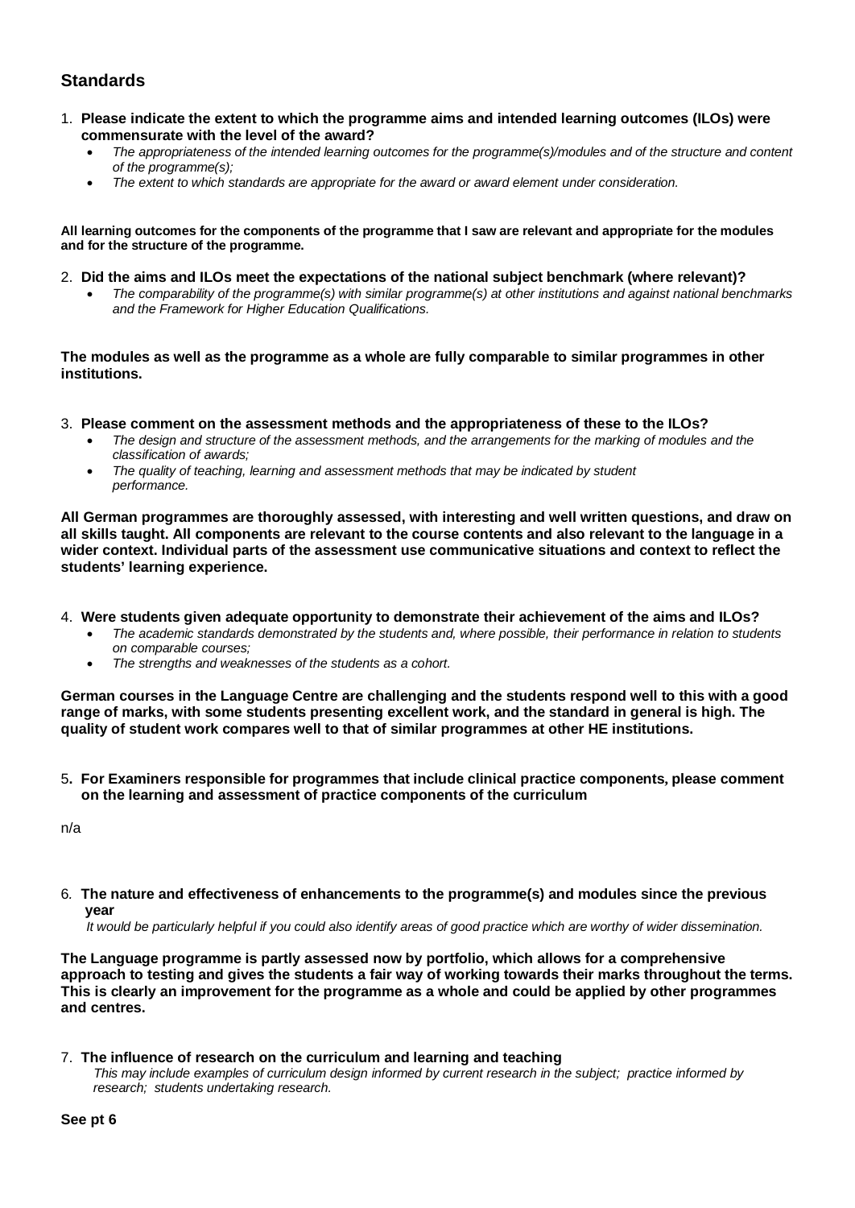## Standards

1. **Please indicate the extent to which the programme aims and intended learning outcomes (ILOs) were commensurate with the level of the award?**
   - *The appropriateness of the intended learning outcomes for the programme(s)/modules and of the structure and content of the programme(s);*
   - *The extent to which standards are appropriate for the award or award element under consideration.*

**All learning outcomes for the components of the programme that I saw are relevant and appropriate for the modules and for the structure of the programme.**

2. **Did the aims and ILOs meet the expectations of the national subject benchmark (where relevant)?**
   - *The comparability of the programme(s) with similar programme(s) at other institutions and against national benchmarks and the Framework for Higher Education Qualifications.*

**The modules as well as the programme as a whole are fully comparable to similar programmes in other institutions.**

3. **Please comment on the assessment methods and the appropriateness of these to the ILOs?**
   - *The design and structure of the assessment methods, and the arrangements for the marking of modules and the classification of awards;*
   - *The quality of teaching, learning and assessment methods that may be indicated by student performance.*

**All German programmes are thoroughly assessed, with interesting and well written questions, and draw on all skills taught. All components are relevant to the course contents and also relevant to the language in a wider context. Individual parts of the assessment use communicative situations and context to reflect the students' learning experience.**

4. **Were students given adequate opportunity to demonstrate their achievement of the aims and ILOs?**
   - *The academic standards demonstrated by the students and, where possible, their performance in relation to students on comparable courses;*
   - *The strengths and weaknesses of the students as a cohort.*

**German courses in the Language Centre are challenging and the students respond well to this with a good range of marks, with some students presenting excellent work, and the standard in general is high. The quality of student work compares well to that of similar programmes at other HE institutions.**

5. **For Examiners responsible for programmes that include clinical practice components, please comment on the learning and assessment of practice components of the curriculum**

n/a

6. **The nature and effectiveness of enhancements to the programme(s) and modules since the previous year**

   *It would be particularly helpful if you could also identify areas of good practice which are worthy of wider dissemination.*

**The Language programme is partly assessed now by portfolio, which allows for a comprehensive approach to testing and gives the students a fair way of working towards their marks throughout the terms. This is clearly an improvement for the programme as a whole and could be applied by other programmes and centres.**

7. **The influence of research on the curriculum and learning and teaching**

   *This may include examples of curriculum design informed by current research in the subject; practice informed by research; students undertaking research.*

**See pt 6**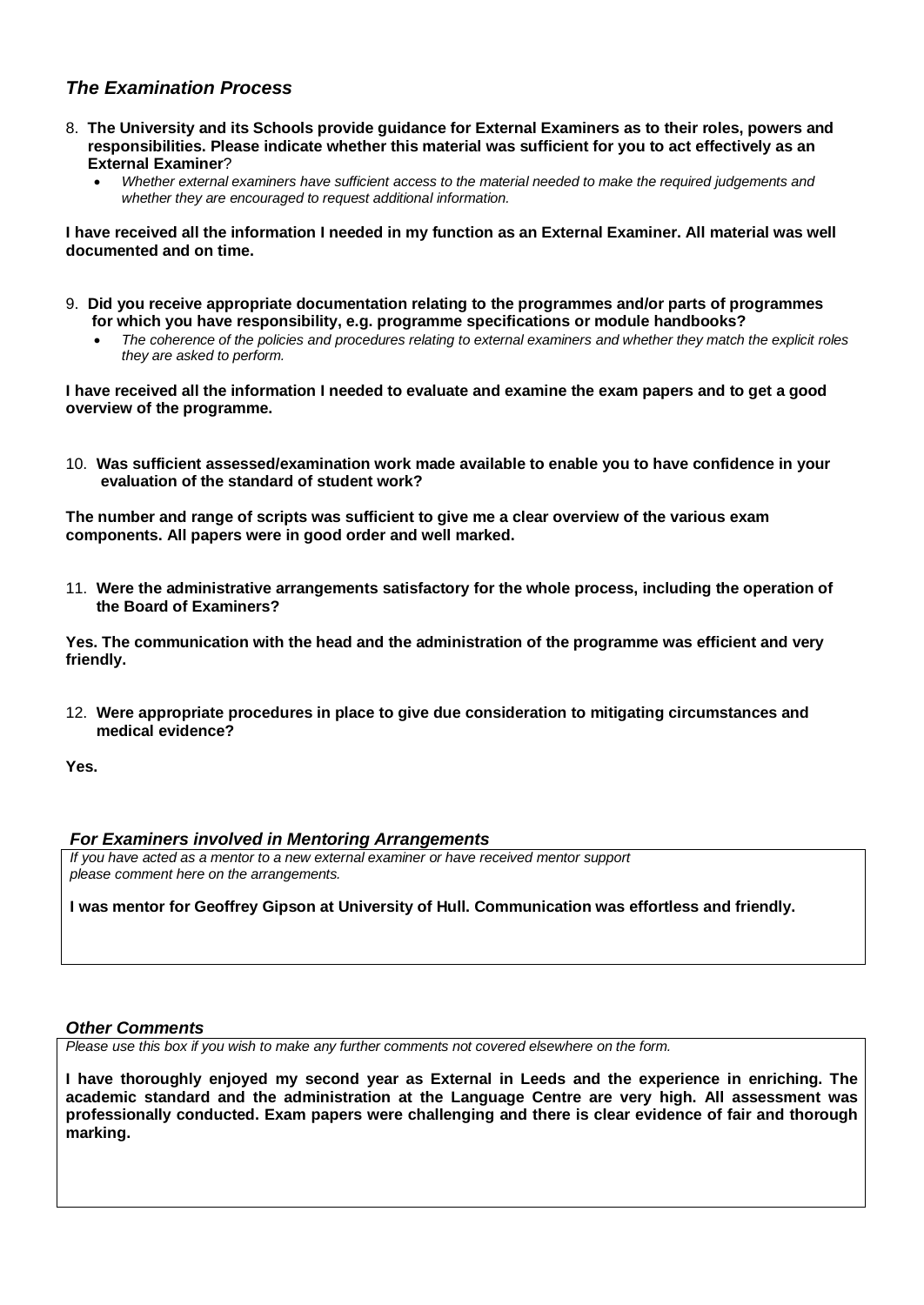### *The Examination Process*

8. **The University and its Schools provide guidance for External Examiners as to their roles, powers and responsibilities. Please indicate whether this material was sufficient for you to act effectively as an External Examiner**?
   - *Whether external examiners have sufficient access to the material needed to make the required judgements and whether they are encouraged to request additional information.*

**I have received all the information I needed in my function as an External Examiner. All material was well documented and on time.**

9. **Did you receive appropriate documentation relating to the programmes and/or parts of programmes for which you have responsibility, e.g. programme specifications or module handbooks?**
   - *The coherence of the policies and procedures relating to external examiners and whether they match the explicit roles they are asked to perform.*

**I have received all the information I needed to evaluate and examine the exam papers and to get a good overview of the programme.**

10. **Was sufficient assessed/examination work made available to enable you to have confidence in your evaluation of the standard of student work?**

**The number and range of scripts was sufficient to give me a clear overview of the various exam components. All papers were in good order and well marked.**

11. **Were the administrative arrangements satisfactory for the whole process, including the operation of the Board of Examiners?**

**Yes. The communication with the head and the administration of the programme was efficient and very friendly.**

12. **Were appropriate procedures in place to give due consideration to mitigating circumstances and medical evidence?**

**Yes.**

### *For Examiners involved in Mentoring Arrangements*

*If you have acted as a mentor to a new external examiner or have received mentor support please comment here on the arrangements.*

**I was mentor for Geoffrey Gipson at University of Hull. Communication was effortless and friendly.**

### *Other Comments*

*Please use this box if you wish to make any further comments not covered elsewhere on the form.*

**I have thoroughly enjoyed my second year as External in Leeds and the experience in enriching. The academic standard and the administration at the Language Centre are very high. All assessment was professionally conducted. Exam papers were challenging and there is clear evidence of fair and thorough marking.**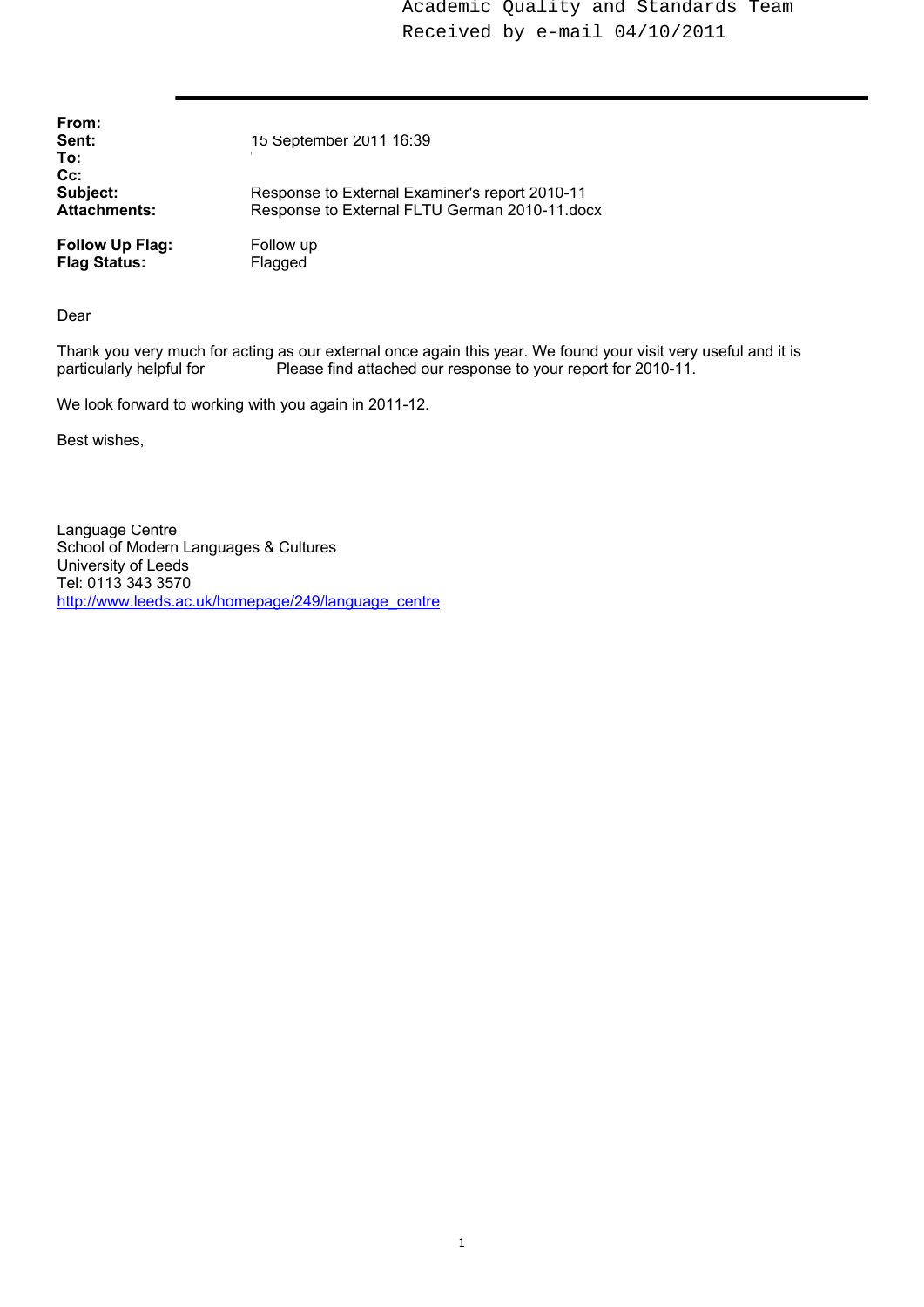Academic Quality and Standards Team
Received by e-mail 04/10/2011

---

**From:**
**Sent:** 15 September 2011 16:39
**To:**
**Cc:**
**Subject:** Response to External Examiner's report 2010-11
**Attachments:** Response to External FLTU German 2010-11.docx

**Follow Up Flag:** Follow up
**Flag Status:** Flagged

Dear

Thank you very much for acting as our external once again this year. We found your visit very useful and it is particularly helpful for Please find attached our response to your report for 2010-11.

We look forward to working with you again in 2011-12.

Best wishes,

Language Centre
School of Modern Languages & Cultures
University of Leeds
Tel: 0113 343 3570
http://www.leeds.ac.uk/homepage/249/language_centre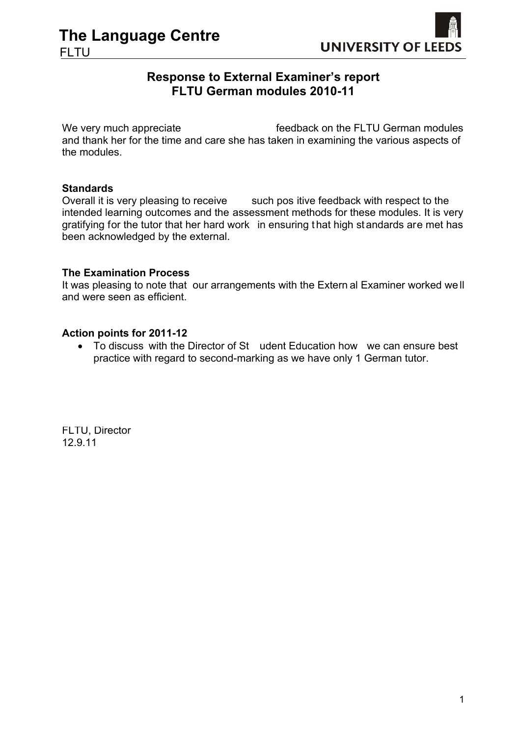# The Language Centre

FLTU

UNIVERSITY OF LEEDS

## Response to External Examiner's report
## FLTU German modules 2010-11

We very much appreciate feedback on the FLTU German modules and thank her for the time and care she has taken in examining the various aspects of the modules.

**Standards**

Overall it is very pleasing to receive such positive feedback with respect to the intended learning outcomes and the assessment methods for these modules. It is very gratifying for the tutor that her hard work in ensuring that high standards are met has been acknowledged by the external.

**The Examination Process**

It was pleasing to note that our arrangements with the External Examiner worked well and were seen as efficient.

**Action points for 2011-12**

- To discuss with the Director of Student Education how we can ensure best practice with regard to second-marking as we have only 1 German tutor.

FLTU, Director
12.9.11